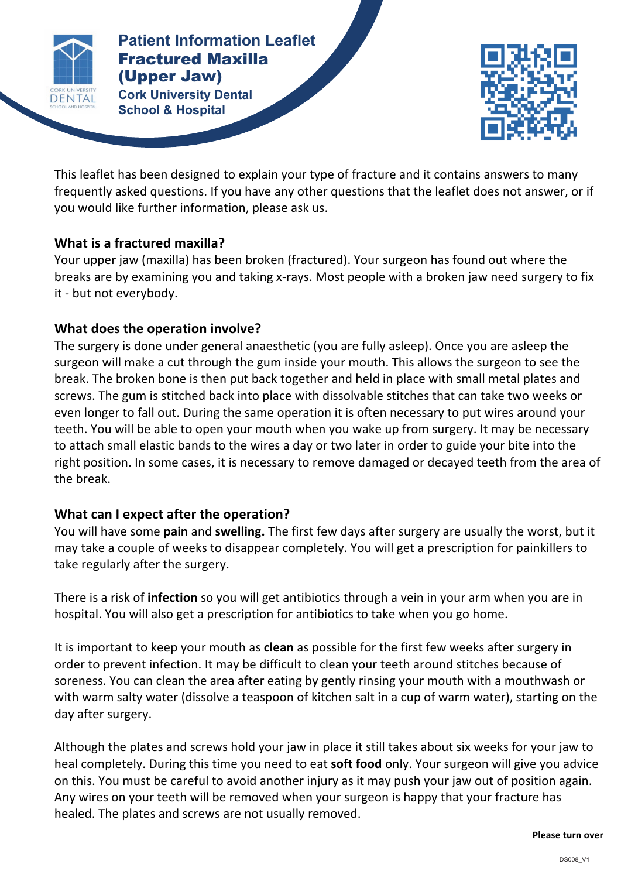# Patient Information Leaflet
# Fractured Maxilla (Upper Jaw)

**Cork University Dental School & Hospital**

This leaflet has been designed to explain your type of fracture and it contains answers to many frequently asked questions. If you have any other questions that the leaflet does not answer, or if you would like further information, please ask us.

## What is a fractured maxilla?

Your upper jaw (maxilla) has been broken (fractured). Your surgeon has found out where the breaks are by examining you and taking x-rays. Most people with a broken jaw need surgery to fix it - but not everybody.

## What does the operation involve?

The surgery is done under general anaesthetic (you are fully asleep). Once you are asleep the surgeon will make a cut through the gum inside your mouth. This allows the surgeon to see the break. The broken bone is then put back together and held in place with small metal plates and screws. The gum is stitched back into place with dissolvable stitches that can take two weeks or even longer to fall out. During the same operation it is often necessary to put wires around your teeth. You will be able to open your mouth when you wake up from surgery. It may be necessary to attach small elastic bands to the wires a day or two later in order to guide your bite into the right position. In some cases, it is necessary to remove damaged or decayed teeth from the area of the break.

## What can I expect after the operation?

You will have some **pain** and **swelling.** The first few days after surgery are usually the worst, but it may take a couple of weeks to disappear completely. You will get a prescription for painkillers to take regularly after the surgery.

There is a risk of **infection** so you will get antibiotics through a vein in your arm when you are in hospital. You will also get a prescription for antibiotics to take when you go home.

It is important to keep your mouth as **clean** as possible for the first few weeks after surgery in order to prevent infection. It may be difficult to clean your teeth around stitches because of soreness. You can clean the area after eating by gently rinsing your mouth with a mouthwash or with warm salty water (dissolve a teaspoon of kitchen salt in a cup of warm water), starting on the day after surgery.

Although the plates and screws hold your jaw in place it still takes about six weeks for your jaw to heal completely. During this time you need to eat **soft food** only. Your surgeon will give you advice on this. You must be careful to avoid another injury as it may push your jaw out of position again. Any wires on your teeth will be removed when your surgeon is happy that your fracture has healed. The plates and screws are not usually removed.

**Please turn over**

DS008_V1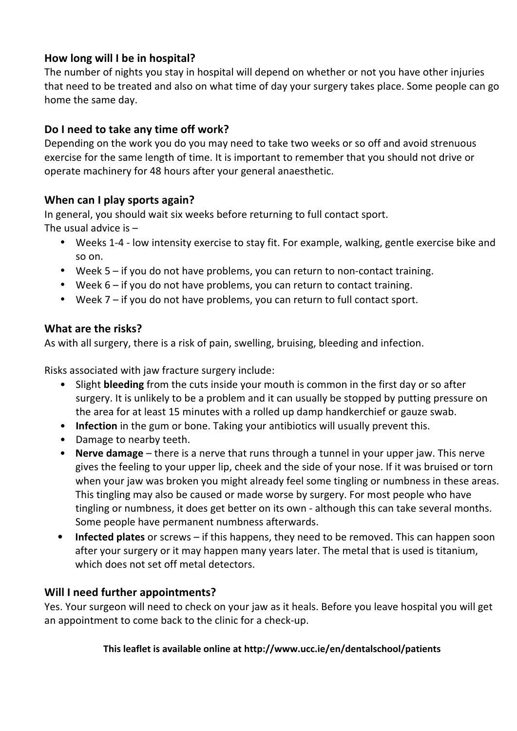## How long will I be in hospital?

The number of nights you stay in hospital will depend on whether or not you have other injuries that need to be treated and also on what time of day your surgery takes place. Some people can go home the same day.

## Do I need to take any time off work?

Depending on the work you do you may need to take two weeks or so off and avoid strenuous exercise for the same length of time. It is important to remember that you should not drive or operate machinery for 48 hours after your general anaesthetic.

## When can I play sports again?

In general, you should wait six weeks before returning to full contact sport.
The usual advice is –

- Weeks 1-4 - low intensity exercise to stay fit. For example, walking, gentle exercise bike and so on.
- Week 5 – if you do not have problems, you can return to non-contact training.
- Week 6 – if you do not have problems, you can return to contact training.
- Week 7 – if you do not have problems, you can return to full contact sport.

## What are the risks?

As with all surgery, there is a risk of pain, swelling, bruising, bleeding and infection.

Risks associated with jaw fracture surgery include:

- Slight **bleeding** from the cuts inside your mouth is common in the first day or so after surgery. It is unlikely to be a problem and it can usually be stopped by putting pressure on the area for at least 15 minutes with a rolled up damp handkerchief or gauze swab.
- **Infection** in the gum or bone. Taking your antibiotics will usually prevent this.
- Damage to nearby teeth.
- **Nerve damage** – there is a nerve that runs through a tunnel in your upper jaw. This nerve gives the feeling to your upper lip, cheek and the side of your nose. If it was bruised or torn when your jaw was broken you might already feel some tingling or numbness in these areas. This tingling may also be caused or made worse by surgery. For most people who have tingling or numbness, it does get better on its own - although this can take several months. Some people have permanent numbness afterwards.
- **Infected plates** or screws – if this happens, they need to be removed. This can happen soon after your surgery or it may happen many years later. The metal that is used is titanium, which does not set off metal detectors.

## Will I need further appointments?

Yes. Your surgeon will need to check on your jaw as it heals. Before you leave hospital you will get an appointment to come back to the clinic for a check-up.

**This leaflet is available online at http://www.ucc.ie/en/dentalschool/patients**